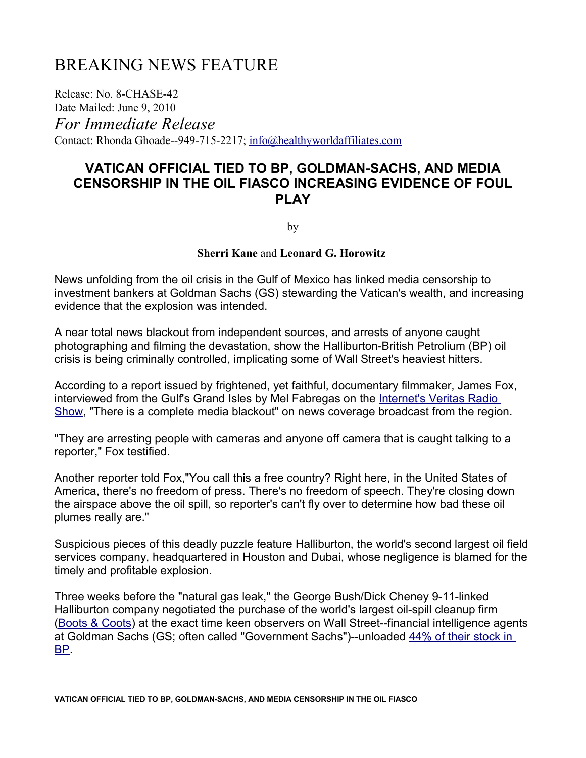# BREAKING NEWS FEATURE

Release: No. 8-CHASE-42
Date Mailed: June 9, 2010
*For Immediate Release*
Contact: Rhonda Ghoade--949-715-2217; info@healthyworldaffiliates.com

## VATICAN OFFICIAL TIED TO BP, GOLDMAN-SACHS, AND MEDIA CENSORSHIP IN THE OIL FIASCO INCREASING EVIDENCE OF FOUL PLAY

by

**Sherri Kane** and **Leonard G. Horowitz**

News unfolding from the oil crisis in the Gulf of Mexico has linked media censorship to investment bankers at Goldman Sachs (GS) stewarding the Vatican's wealth, and increasing evidence that the explosion was intended.

A near total news blackout from independent sources, and arrests of anyone caught photographing and filming the devastation, show the Halliburton-British Petrolium (BP) oil crisis is being criminally controlled, implicating some of Wall Street's heaviest hitters.

According to a report issued by frightened, yet faithful, documentary filmmaker, James Fox, interviewed from the Gulf's Grand Isles by Mel Fabregas on the Internet's Veritas Radio Show, "There is a complete media blackout" on news coverage broadcast from the region.

"They are arresting people with cameras and anyone off camera that is caught talking to a reporter," Fox testified.

Another reporter told Fox,"You call this a free country? Right here, in the United States of America, there's no freedom of press. There's no freedom of speech. They're closing down the airspace above the oil spill, so reporter's can't fly over to determine how bad these oil plumes really are."

Suspicious pieces of this deadly puzzle feature Halliburton, the world's second largest oil field services company, headquartered in Houston and Dubai, whose negligence is blamed for the timely and profitable explosion.

Three weeks before the "natural gas leak," the George Bush/Dick Cheney 9-11-linked Halliburton company negotiated the purchase of the world's largest oil-spill cleanup firm (Boots & Coots) at the exact time keen observers on Wall Street--financial intelligence agents at Goldman Sachs (GS; often called "Government Sachs")--unloaded 44% of their stock in BP.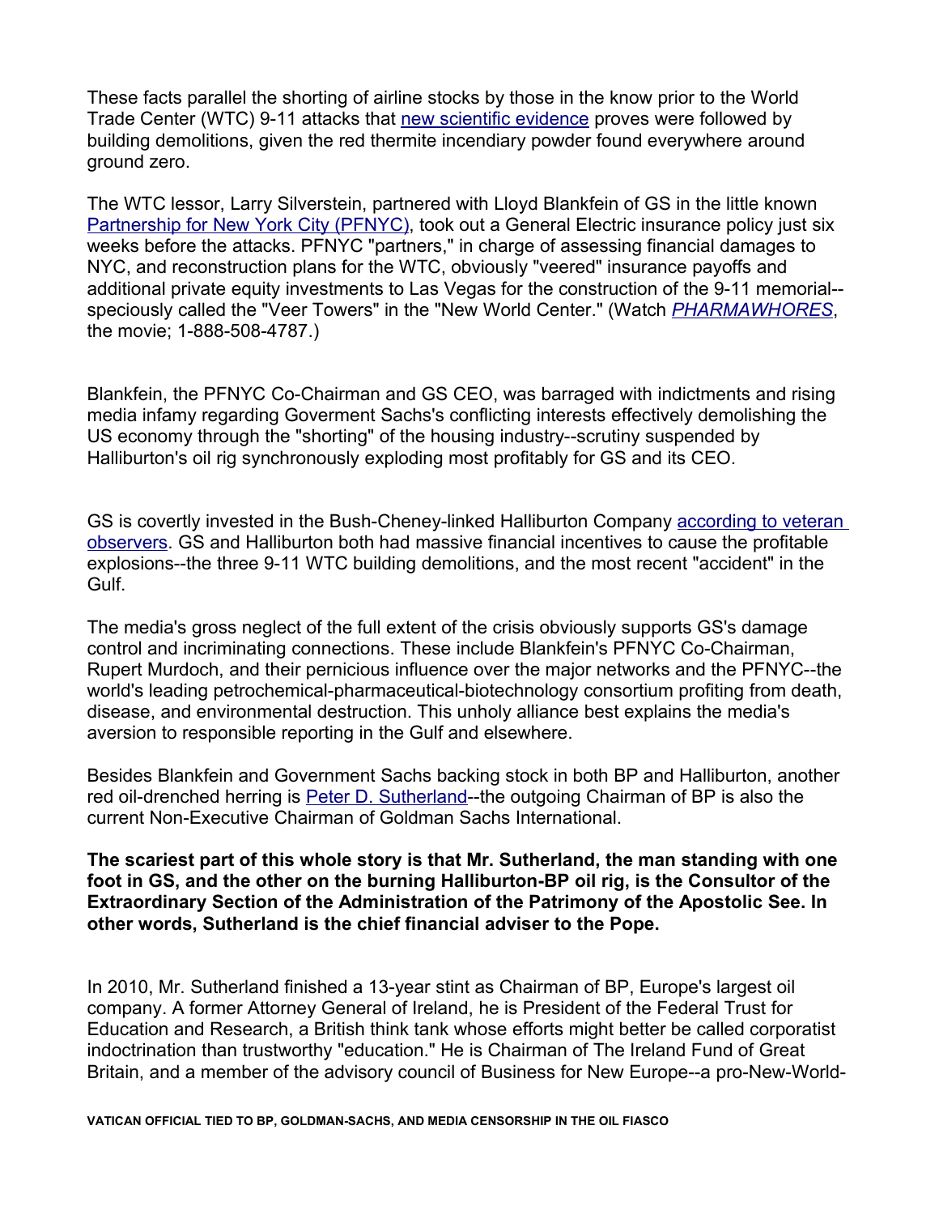These facts parallel the shorting of airline stocks by those in the know prior to the World Trade Center (WTC) 9-11 attacks that new scientific evidence proves were followed by building demolitions, given the red thermite incendiary powder found everywhere around ground zero.

The WTC lessor, Larry Silverstein, partnered with Lloyd Blankfein of GS in the little known Partnership for New York City (PFNYC), took out a General Electric insurance policy just six weeks before the attacks. PFNYC "partners," in charge of assessing financial damages to NYC, and reconstruction plans for the WTC, obviously "veered" insurance payoffs and additional private equity investments to Las Vegas for the construction of the 9-11 memorial--speciously called the "Veer Towers" in the "New World Center." (Watch *PHARMAWHORES*, the movie; 1-888-508-4787.)

Blankfein, the PFNYC Co-Chairman and GS CEO, was barraged with indictments and rising media infamy regarding Goverment Sachs's conflicting interests effectively demolishing the US economy through the "shorting" of the housing industry--scrutiny suspended by Halliburton's oil rig synchronously exploding most profitably for GS and its CEO.

GS is covertly invested in the Bush-Cheney-linked Halliburton Company according to veteran observers. GS and Halliburton both had massive financial incentives to cause the profitable explosions--the three 9-11 WTC building demolitions, and the most recent "accident" in the Gulf.

The media's gross neglect of the full extent of the crisis obviously supports GS's damage control and incriminating connections. These include Blankfein's PFNYC Co-Chairman, Rupert Murdoch, and their pernicious influence over the major networks and the PFNYC--the world's leading petrochemical-pharmaceutical-biotechnology consortium profiting from death, disease, and environmental destruction. This unholy alliance best explains the media's aversion to responsible reporting in the Gulf and elsewhere.

Besides Blankfein and Government Sachs backing stock in both BP and Halliburton, another red oil-drenched herring is Peter D. Sutherland--the outgoing Chairman of BP is also the current Non-Executive Chairman of Goldman Sachs International.

**The scariest part of this whole story is that Mr. Sutherland, the man standing with one foot in GS, and the other on the burning Halliburton-BP oil rig, is the Consultor of the Extraordinary Section of the Administration of the Patrimony of the Apostolic See. In other words, Sutherland is the chief financial adviser to the Pope.**

In 2010, Mr. Sutherland finished a 13-year stint as Chairman of BP, Europe's largest oil company. A former Attorney General of Ireland, he is President of the Federal Trust for Education and Research, a British think tank whose efforts might better be called corporatist indoctrination than trustworthy "education." He is Chairman of The Ireland Fund of Great Britain, and a member of the advisory council of Business for New Europe--a pro-New-World-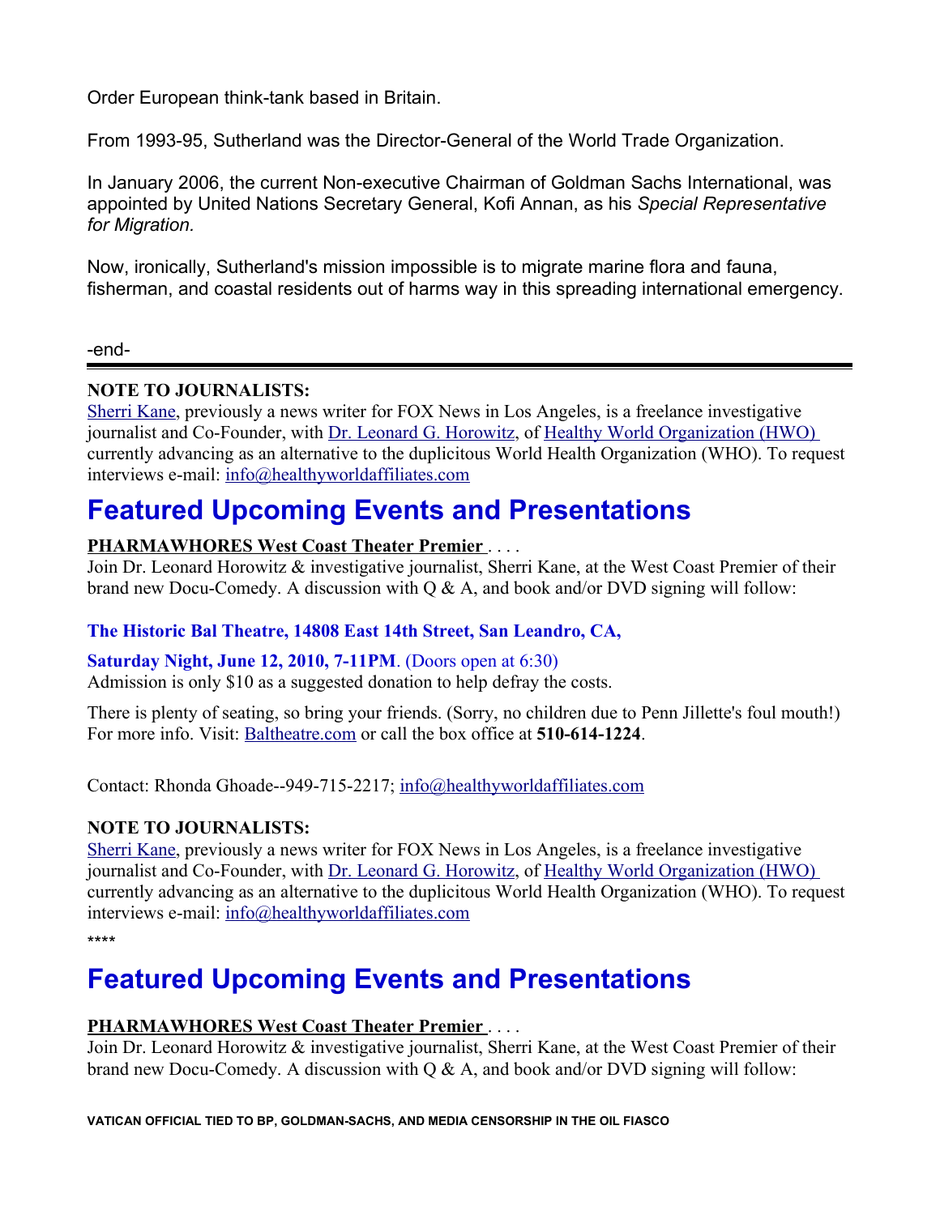Order European think-tank based in Britain.

From 1993-95, Sutherland was the Director-General of the World Trade Organization.

In January 2006, the current Non-executive Chairman of Goldman Sachs International, was appointed by United Nations Secretary General, Kofi Annan, as his *Special Representative for Migration.*

Now, ironically, Sutherland's mission impossible is to migrate marine flora and fauna, fisherman, and coastal residents out of harms way in this spreading international emergency.

-end-

---

**NOTE TO JOURNALISTS:**
Sherri Kane, previously a news writer for FOX News in Los Angeles, is a freelance investigative journalist and Co-Founder, with Dr. Leonard G. Horowitz, of Healthy World Organization (HWO) currently advancing as an alternative to the duplicitous World Health Organization (WHO). To request interviews e-mail: info@healthyworldaffiliates.com

# Featured Upcoming Events and Presentations

**PHARMAWHORES West Coast Theater Premier** . . . .
Join Dr. Leonard Horowitz & investigative journalist, Sherri Kane, at the West Coast Premier of their brand new Docu-Comedy. A discussion with Q & A, and book and/or DVD signing will follow:

**The Historic Bal Theatre, 14808 East 14th Street, San Leandro, CA,**

**Saturday Night, June 12, 2010, 7-11PM**. (Doors open at 6:30)
Admission is only $10 as a suggested donation to help defray the costs.

There is plenty of seating, so bring your friends. (Sorry, no children due to Penn Jillette's foul mouth!) For more info. Visit: Baltheatre.com or call the box office at **510-614-1224**.

Contact: Rhonda Ghoade--949-715-2217; info@healthyworldaffiliates.com

**NOTE TO JOURNALISTS:**
Sherri Kane, previously a news writer for FOX News in Los Angeles, is a freelance investigative journalist and Co-Founder, with Dr. Leonard G. Horowitz, of Healthy World Organization (HWO) currently advancing as an alternative to the duplicitous World Health Organization (WHO). To request interviews e-mail: info@healthyworldaffiliates.com

****

# Featured Upcoming Events and Presentations

**PHARMAWHORES West Coast Theater Premier** . . . .
Join Dr. Leonard Horowitz & investigative journalist, Sherri Kane, at the West Coast Premier of their brand new Docu-Comedy. A discussion with Q & A, and book and/or DVD signing will follow: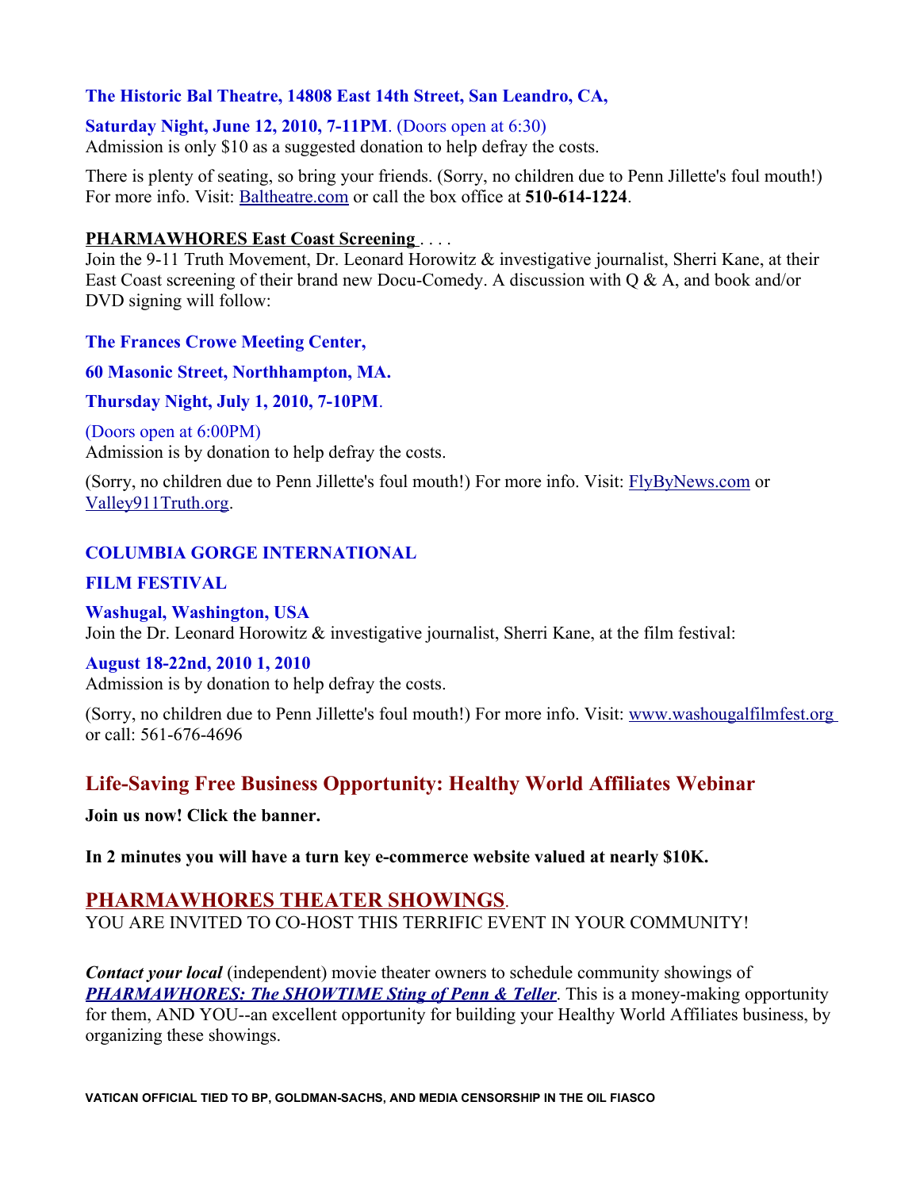**The Historic Bal Theatre, 14808 East 14th Street, San Leandro, CA,**

**Saturday Night, June 12, 2010, 7-11PM**. (Doors open at 6:30)
Admission is only $10 as a suggested donation to help defray the costs.

There is plenty of seating, so bring your friends. (Sorry, no children due to Penn Jillette's foul mouth!) For more info. Visit: Baltheatre.com or call the box office at **510-614-1224**.

**PHARMAWHORES East Coast Screening** . . . .
Join the 9-11 Truth Movement, Dr. Leonard Horowitz & investigative journalist, Sherri Kane, at their East Coast screening of their brand new Docu-Comedy. A discussion with Q & A, and book and/or DVD signing will follow:

**The Frances Crowe Meeting Center,**

**60 Masonic Street, Northhampton, MA.**

**Thursday Night, July 1, 2010, 7-10PM**.

(Doors open at 6:00PM)
Admission is by donation to help defray the costs.

(Sorry, no children due to Penn Jillette's foul mouth!) For more info. Visit: FlyByNews.com or Valley911Truth.org.

**COLUMBIA GORGE INTERNATIONAL**

**FILM FESTIVAL**

**Washugal, Washington, USA**
Join the Dr. Leonard Horowitz & investigative journalist, Sherri Kane, at the film festival:

**August 18-22nd, 2010 1, 2010**
Admission is by donation to help defray the costs.

(Sorry, no children due to Penn Jillette's foul mouth!) For more info. Visit: www.washougalfilmfest.org or call: 561-676-4696

## Life-Saving Free Business Opportunity: Healthy World Affiliates Webinar

**Join us now! Click the banner.**

**In 2 minutes you will have a turn key e-commerce website valued at nearly $10K.**

## PHARMAWHORES THEATER SHOWINGS.

YOU ARE INVITED TO CO-HOST THIS TERRIFIC EVENT IN YOUR COMMUNITY!

***Contact your local*** (independent) movie theater owners to schedule community showings of ***PHARMAWHORES: The SHOWTIME Sting of Penn & Teller***. This is a money-making opportunity for them, AND YOU--an excellent opportunity for building your Healthy World Affiliates business, by organizing these showings.

**VATICAN OFFICIAL TIED TO BP, GOLDMAN-SACHS, AND MEDIA CENSORSHIP IN THE OIL FIASCO**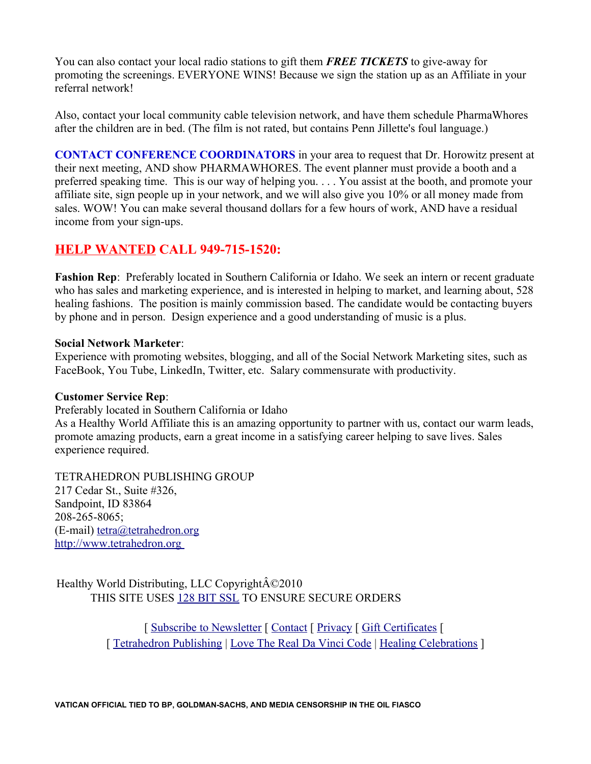You can also contact your local radio stations to gift them ***FREE TICKETS*** to give-away for promoting the screenings. EVERYONE WINS! Because we sign the station up as an Affiliate in your referral network!

Also, contact your local community cable television network, and have them schedule PharmaWhores after the children are in bed. (The film is not rated, but contains Penn Jillette's foul language.)

**CONTACT CONFERENCE COORDINATORS** in your area to request that Dr. Horowitz present at their next meeting, AND show PHARMAWHORES. The event planner must provide a booth and a preferred speaking time. This is our way of helping you. . . . You assist at the booth, and promote your affiliate site, sign people up in your network, and we will also give you 10% or all money made from sales. WOW! You can make several thousand dollars for a few hours of work, AND have a residual income from your sign-ups.

## HELP WANTED CALL 949-715-1520:

**Fashion Rep**: Preferably located in Southern California or Idaho. We seek an intern or recent graduate who has sales and marketing experience, and is interested in helping to market, and learning about, 528 healing fashions. The position is mainly commission based. The candidate would be contacting buyers by phone and in person. Design experience and a good understanding of music is a plus.

**Social Network Marketer**:
Experience with promoting websites, blogging, and all of the Social Network Marketing sites, such as FaceBook, You Tube, LinkedIn, Twitter, etc. Salary commensurate with productivity.

**Customer Service Rep**:
Preferably located in Southern California or Idaho
As a Healthy World Affiliate this is an amazing opportunity to partner with us, contact our warm leads, promote amazing products, earn a great income in a satisfying career helping to save lives. Sales experience required.

TETRAHEDRON PUBLISHING GROUP
217 Cedar St., Suite #326,
Sandpoint, ID 83864
208-265-8065;
(E-mail) tetra@tetrahedron.org
http://www.tetrahedron.org

Healthy World Distributing, LLC CopyrightÂ©2010
THIS SITE USES 128 BIT SSL TO ENSURE SECURE ORDERS

[ Subscribe to Newsletter [ Contact [ Privacy [ Gift Certificates [
[ Tetrahedron Publishing | Love The Real Da Vinci Code | Healing Celebrations ]

**VATICAN OFFICIAL TIED TO BP, GOLDMAN-SACHS, AND MEDIA CENSORSHIP IN THE OIL FIASCO**